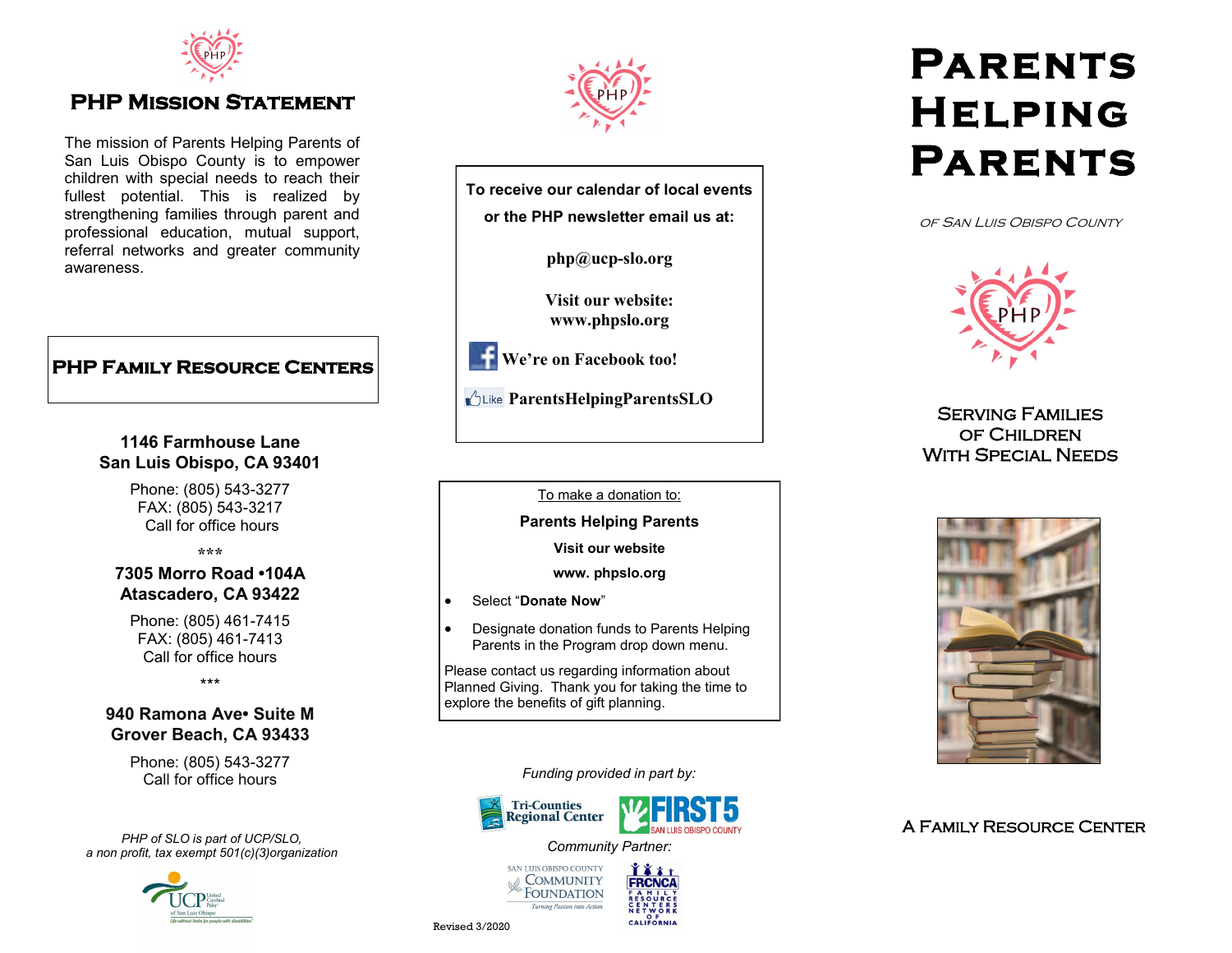## PHP Mission Statement

The mission of Parents Helping Parents of San Luis Obispo County is to empower children with special needs to reach their fullest potential. This is realized by strengthening families through parent and professional education, mutual support, referral networks and greater community awareness.

## PHP Family Resource Centers

**1146 Farmhouse Lane**
**San Luis Obispo, CA 93401**

Phone: (805) 543-3277
FAX: (805) 543-3217
Call for office hours

***

**7305 Morro Road •104A**
**Atascadero, CA 93422**

Phone: (805) 461-7415
FAX: (805) 461-7413
Call for office hours

***

**940 Ramona Ave• Suite M**
**Grover Beach, CA 93433**

Phone: (805) 543-3277
Call for office hours

*PHP of SLO is part of UCP/SLO,*
*a non profit, tax exempt 501(c)(3)organization*

UCP United Cerebral Palsy of San Luis Obispo — Life without limits for people with disabilities

---

**To receive our calendar of local events or the PHP newsletter email us at:**

**php@ucp-slo.org**

**Visit our website:**
**www.phpslo.org**

**We're on Facebook too!**

Like **ParentsHelpingParentsSLO**

---

To make a donation to:

**Parents Helping Parents**

**Visit our website**

**www. phpslo.org**

- Select "**Donate Now**"
- Designate donation funds to Parents Helping Parents in the Program drop down menu.

Please contact us regarding information about Planned Giving. Thank you for taking the time to explore the benefits of gift planning.

---

*Funding provided in part by:*

Tri-Counties Regional Center — FIRST 5 San Luis Obispo County

Community Partner:

San Luis Obispo County Community Foundation — Turning Passion into Action

FRCNCA — Family Resource Centers Network of California

Revised 3/2020

---

# Parents Helping Parents

*of San Luis Obispo County*

### Serving Families of Children With Special Needs

### A Family Resource Center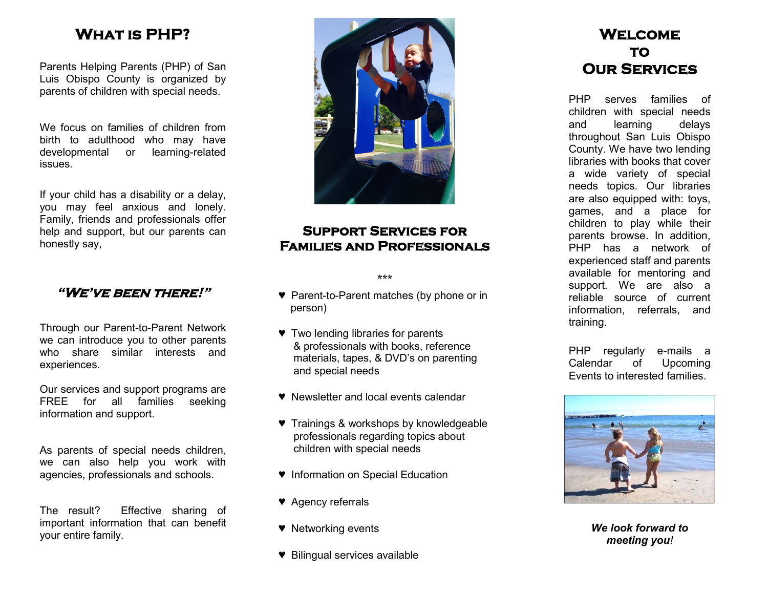## What is PHP?

Parents Helping Parents (PHP) of San Luis Obispo County is organized by parents of children with special needs.

We focus on families of children from birth to adulthood who may have developmental or learning-related issues.

If your child has a disability or a delay, you may feel anxious and lonely. Family, friends and professionals offer help and support, but our parents can honestly say,

### *"We've been there!"*

Through our Parent-to-Parent Network we can introduce you to other parents who share similar interests and experiences.

Our services and support programs are FREE for all families seeking information and support.

As parents of special needs children, we can also help you work with agencies, professionals and schools.

The result? Effective sharing of important information that can benefit your entire family.

## Support Services for Families and Professionals

***

- ♥ Parent-to-Parent matches (by phone or in person)
- ♥ Two lending libraries for parents & professionals with books, reference materials, tapes, & DVD's on parenting and special needs
- ♥ Newsletter and local events calendar
- ♥ Trainings & workshops by knowledgeable professionals regarding topics about children with special needs
- ♥ Information on Special Education
- ♥ Agency referrals
- ♥ Networking events
- ♥ Bilingual services available

## Welcome to Our Services

PHP serves families of children with special needs and learning delays throughout San Luis Obispo County. We have two lending libraries with books that cover a wide variety of special needs topics. Our libraries are also equipped with: toys, games, and a place for children to play while their parents browse. In addition, PHP has a network of experienced staff and parents available for mentoring and support. We are also a reliable source of current information, referrals, and training.

PHP regularly e-mails a Calendar of Upcoming Events to interested families.

***We look forward to meeting you!***